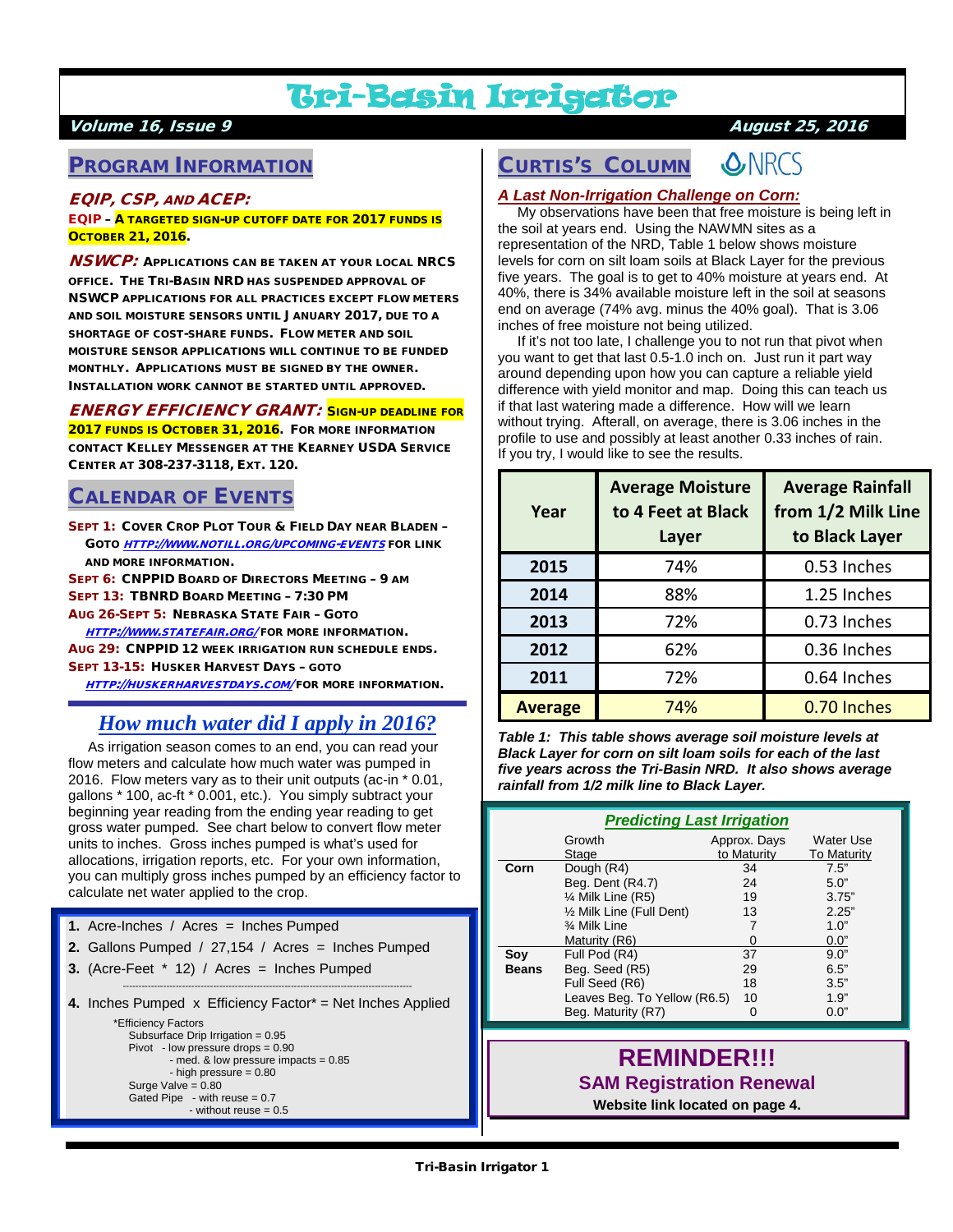# Tri-Basin Irrigator

***Volume 16, Issue 9*** ***August 25, 2016***

## PROGRAM INFORMATION

### *EQIP, CSP, AND ACEP:*

**EQIP – A TARGETED SIGN-UP CUTOFF DATE FOR 2017 FUNDS IS OCTOBER 21, 2016.**

***NSWCP:*** **APPLICATIONS CAN BE TAKEN AT YOUR LOCAL NRCS OFFICE. THE TRI-BASIN NRD HAS SUSPENDED APPROVAL OF NSWCP APPLICATIONS FOR ALL PRACTICES EXCEPT FLOW METERS AND SOIL MOISTURE SENSORS UNTIL JANUARY 2017, DUE TO A SHORTAGE OF COST-SHARE FUNDS. FLOW METER AND SOIL MOISTURE SENSOR APPLICATIONS WILL CONTINUE TO BE FUNDED MONTHLY. APPLICATIONS MUST BE SIGNED BY THE OWNER. INSTALLATION WORK CANNOT BE STARTED UNTIL APPROVED.**

***ENERGY EFFICIENCY GRANT:*** **SIGN-UP DEADLINE FOR 2017 FUNDS IS OCTOBER 31, 2016. FOR MORE INFORMATION CONTACT KELLEY MESSENGER AT THE KEARNEY USDA SERVICE CENTER AT 308-237-3118, EXT. 120.**

## CALENDAR OF EVENTS

- **SEPT 1: COVER CROP PLOT TOUR & FIELD DAY NEAR BLADEN – GOTO *HTTP://WWW.NOTILL.ORG/UPCOMING-EVENTS* FOR LINK AND MORE INFORMATION.**
- **SEPT 6: CNPPID BOARD OF DIRECTORS MEETING – 9 AM**
- **SEPT 13: TBNRD BOARD MEETING – 7:30 PM**
- **AUG 26-SEPT 5: NEBRASKA STATE FAIR – GOTO *HTTP://WWW.STATEFAIR.ORG/* FOR MORE INFORMATION.**
- **AUG 29: CNPPID 12 WEEK IRRIGATION RUN SCHEDULE ENDS.**
- **SEPT 13-15: HUSKER HARVEST DAYS – GOTO *HTTP://HUSKERHARVESTDAYS.COM/* FOR MORE INFORMATION.**

## *How much water did I apply in 2016?*

As irrigation season comes to an end, you can read your flow meters and calculate how much water was pumped in 2016. Flow meters vary as to their unit outputs (ac-in * 0.01, gallons * 100, ac-ft * 0.001, etc.). You simply subtract your beginning year reading from the ending year reading to get gross water pumped. See chart below to convert flow meter units to inches. Gross inches pumped is what's used for allocations, irrigation reports, etc. For your own information, you can multiply gross inches pumped by an efficiency factor to calculate net water applied to the crop.

1. Acre-Inches / Acres = Inches Pumped
2. Gallons Pumped / 27,154 / Acres = Inches Pumped
3. (Acre-Feet * 12) / Acres = Inches Pumped

---

4. Inches Pumped x Efficiency Factor* = Net Inches Applied

*Efficiency Factors
- Subsurface Drip Irrigation = 0.95
- Pivot - low pressure drops = 0.90
  - med. & low pressure impacts = 0.85
  - high pressure = 0.80
- Surge Valve = 0.80
- Gated Pipe - with reuse = 0.7
  - without reuse = 0.5

## CURTIS'S COLUMN

NRCS

### *A Last Non-Irrigation Challenge on Corn:*

My observations have been that free moisture is being left in the soil at years end. Using the NAWMN sites as a representation of the NRD, Table 1 below shows moisture levels for corn on silt loam soils at Black Layer for the previous five years. The goal is to get to 40% moisture at years end. At 40%, there is 34% available moisture left in the soil at seasons end on average (74% avg. minus the 40% goal). That is 3.06 inches of free moisture not being utilized.

If it's not too late, I challenge you to not run that pivot when you want to get that last 0.5-1.0 inch on. Just run it part way around depending upon how you can capture a reliable yield difference with yield monitor and map. Doing this can teach us if that last watering made a difference. How will we learn without trying. Afterall, on average, there is 3.06 inches in the profile to use and possibly at least another 0.33 inches of rain. If you try, I would like to see the results.

| Year | Average Moisture to 4 Feet at Black Layer | Average Rainfall from 1/2 Milk Line to Black Layer |
|---|---|---|
| **2015** | 74% | 0.53 Inches |
| **2014** | 88% | 1.25 Inches |
| **2013** | 72% | 0.73 Inches |
| **2012** | 62% | 0.36 Inches |
| **2011** | 72% | 0.64 Inches |
| **Average** | 74% | 0.70 Inches |

***Table 1: This table shows average soil moisture levels at Black Layer for corn on silt loam soils for each of the last five years across the Tri-Basin NRD. It also shows average rainfall from 1/2 milk line to Black Layer.***

### *Predicting Last Irrigation*

| | Growth Stage | Approx. Days to Maturity | Water Use To Maturity |
|---|---|---|---|
| **Corn** | Dough (R4) | 34 | 7.5" |
| | Beg. Dent (R4.7) | 24 | 5.0" |
| | ¼ Milk Line (R5) | 19 | 3.75" |
| | ½ Milk Line (Full Dent) | 13 | 2.25" |
| | ¾ Milk Line | 7 | 1.0" |
| | Maturity (R6) | 0 | 0.0" |
| **Soy Beans** | Full Pod (R4) | 37 | 9.0" |
| | Beg. Seed (R5) | 29 | 6.5" |
| | Full Seed (R6) | 18 | 3.5" |
| | Leaves Beg. To Yellow (R6.5) | 10 | 1.9" |
| | Beg. Maturity (R7) | 0 | 0.0" |

## REMINDER!!!

**SAM Registration Renewal**

**Website link located on page 4.**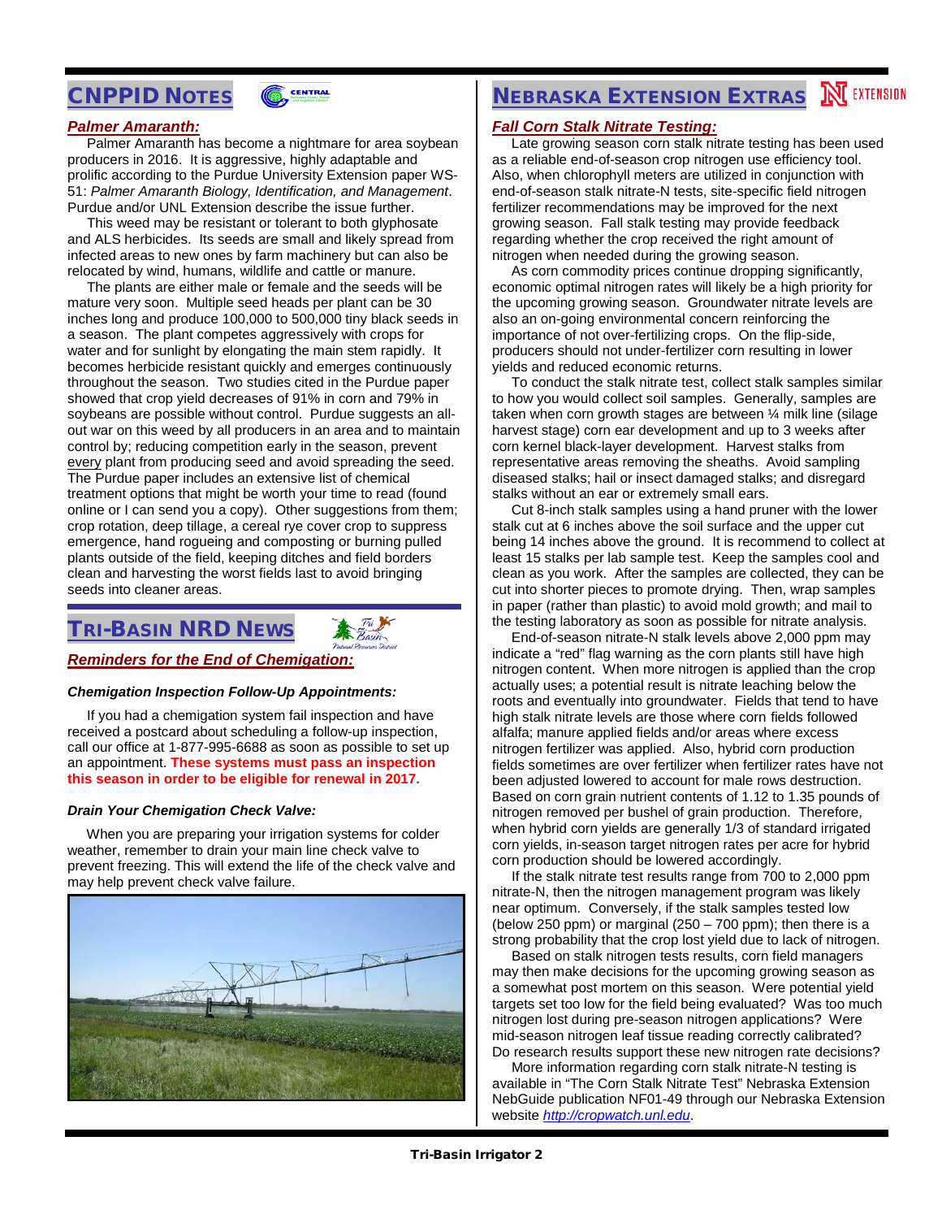## CNPPID Notes

***Palmer Amaranth:***

Palmer Amaranth has become a nightmare for area soybean producers in 2016. It is aggressive, highly adaptable and prolific according to the Purdue University Extension paper WS-51: *Palmer Amaranth Biology, Identification, and Management*. Purdue and/or UNL Extension describe the issue further.

This weed may be resistant or tolerant to both glyphosate and ALS herbicides. Its seeds are small and likely spread from infected areas to new ones by farm machinery but can also be relocated by wind, humans, wildlife and cattle or manure.

The plants are either male or female and the seeds will be mature very soon. Multiple seed heads per plant can be 30 inches long and produce 100,000 to 500,000 tiny black seeds in a season. The plant competes aggressively with crops for water and for sunlight by elongating the main stem rapidly. It becomes herbicide resistant quickly and emerges continuously throughout the season. Two studies cited in the Purdue paper showed that crop yield decreases of 91% in corn and 79% in soybeans are possible without control. Purdue suggests an all-out war on this weed by all producers in an area and to maintain control by; reducing competition early in the season, prevent every plant from producing seed and avoid spreading the seed. The Purdue paper includes an extensive list of chemical treatment options that might be worth your time to read (found online or I can send you a copy). Other suggestions from them; crop rotation, deep tillage, a cereal rye cover crop to suppress emergence, hand rogueing and composting or burning pulled plants outside of the field, keeping ditches and field borders clean and harvesting the worst fields last to avoid bringing seeds into cleaner areas.

## Tri-Basin NRD News

***Reminders for the End of Chemigation:***

***Chemigation Inspection Follow-Up Appointments:***

If you had a chemigation system fail inspection and have received a postcard about scheduling a follow-up inspection, call our office at 1-877-995-6688 as soon as possible to set up an appointment. **These systems must pass an inspection this season in order to be eligible for renewal in 2017.**

***Drain Your Chemigation Check Valve:***

When you are preparing your irrigation systems for colder weather, remember to drain your main line check valve to prevent freezing. This will extend the life of the check valve and may help prevent check valve failure.

## Nebraska Extension Extras

***Fall Corn Stalk Nitrate Testing:***

Late growing season corn stalk nitrate testing has been used as a reliable end-of-season crop nitrogen use efficiency tool. Also, when chlorophyll meters are utilized in conjunction with end-of-season stalk nitrate-N tests, site-specific field nitrogen fertilizer recommendations may be improved for the next growing season. Fall stalk testing may provide feedback regarding whether the crop received the right amount of nitrogen when needed during the growing season.

As corn commodity prices continue dropping significantly, economic optimal nitrogen rates will likely be a high priority for the upcoming growing season. Groundwater nitrate levels are also an on-going environmental concern reinforcing the importance of not over-fertilizing crops. On the flip-side, producers should not under-fertilizer corn resulting in lower yields and reduced economic returns.

To conduct the stalk nitrate test, collect stalk samples similar to how you would collect soil samples. Generally, samples are taken when corn growth stages are between ¼ milk line (silage harvest stage) corn ear development and up to 3 weeks after corn kernel black-layer development. Harvest stalks from representative areas removing the sheaths. Avoid sampling diseased stalks; hail or insect damaged stalks; and disregard stalks without an ear or extremely small ears.

Cut 8-inch stalk samples using a hand pruner with the lower stalk cut at 6 inches above the soil surface and the upper cut being 14 inches above the ground. It is recommend to collect at least 15 stalks per lab sample test. Keep the samples cool and clean as you work. After the samples are collected, they can be cut into shorter pieces to promote drying. Then, wrap samples in paper (rather than plastic) to avoid mold growth; and mail to the testing laboratory as soon as possible for nitrate analysis.

End-of-season nitrate-N stalk levels above 2,000 ppm may indicate a “red” flag warning as the corn plants still have high nitrogen content. When more nitrogen is applied than the crop actually uses; a potential result is nitrate leaching below the roots and eventually into groundwater. Fields that tend to have high stalk nitrate levels are those where corn fields followed alfalfa; manure applied fields and/or areas where excess nitrogen fertilizer was applied. Also, hybrid corn production fields sometimes are over fertilizer when fertilizer rates have not been adjusted lowered to account for male rows destruction. Based on corn grain nutrient contents of 1.12 to 1.35 pounds of nitrogen removed per bushel of grain production. Therefore, when hybrid corn yields are generally 1/3 of standard irrigated corn yields, in-season target nitrogen rates per acre for hybrid corn production should be lowered accordingly.

If the stalk nitrate test results range from 700 to 2,000 ppm nitrate-N, then the nitrogen management program was likely near optimum. Conversely, if the stalk samples tested low (below 250 ppm) or marginal (250 – 700 ppm); then there is a strong probability that the crop lost yield due to lack of nitrogen.

Based on stalk nitrogen tests results, corn field managers may then make decisions for the upcoming growing season as a somewhat post mortem on this season. Were potential yield targets set too low for the field being evaluated? Was too much nitrogen lost during pre-season nitrogen applications? Were mid-season nitrogen leaf tissue reading correctly calibrated? Do research results support these new nitrogen rate decisions?

More information regarding corn stalk nitrate-N testing is available in “The Corn Stalk Nitrate Test” Nebraska Extension NebGuide publication NF01-49 through our Nebraska Extension website *http://cropwatch.unl.edu*.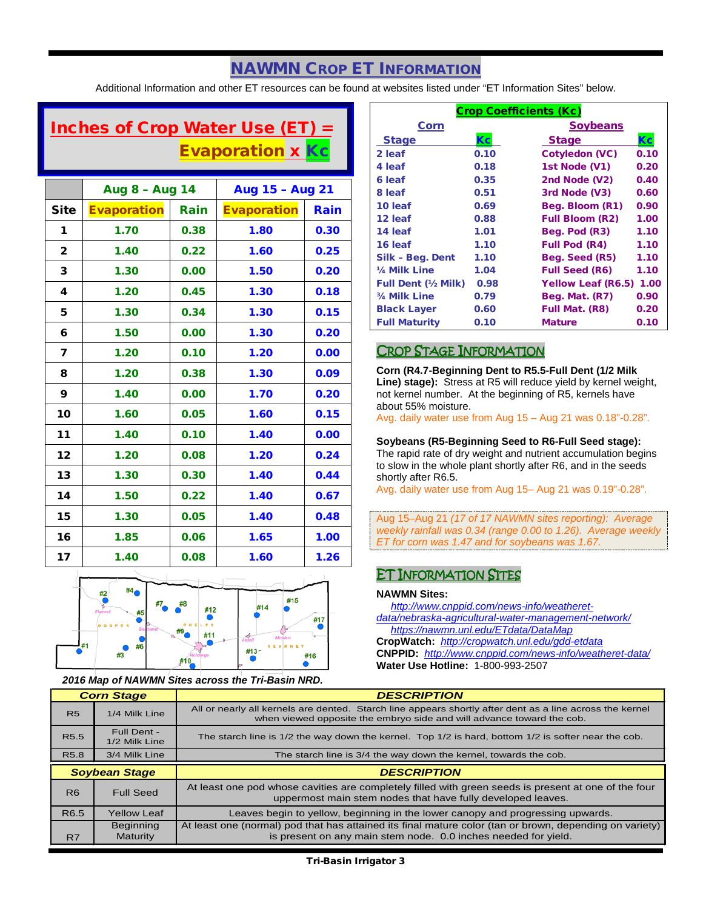# NAWMN Crop ET Information

Additional Information and other ET resources can be found at websites listed under "ET Information Sites" below.

## Inches of Crop Water Use (ET) = Evaporation x Kc

| | Aug 8 – Aug 14 | | Aug 15 – Aug 21 | |
|---|---|---|---|---|
| **Site** | **Evaporation** | **Rain** | **Evaporation** | **Rain** |
| 1 | 1.70 | 0.38 | 1.80 | 0.30 |
| 2 | 1.40 | 0.22 | 1.60 | 0.25 |
| 3 | 1.30 | 0.00 | 1.50 | 0.20 |
| 4 | 1.20 | 0.45 | 1.30 | 0.18 |
| 5 | 1.30 | 0.34 | 1.30 | 0.15 |
| 6 | 1.50 | 0.00 | 1.30 | 0.20 |
| 7 | 1.20 | 0.10 | 1.20 | 0.00 |
| 8 | 1.20 | 0.38 | 1.30 | 0.09 |
| 9 | 1.40 | 0.00 | 1.70 | 0.20 |
| 10 | 1.60 | 0.05 | 1.60 | 0.15 |
| 11 | 1.40 | 0.10 | 1.40 | 0.00 |
| 12 | 1.20 | 0.08 | 1.20 | 0.24 |
| 13 | 1.30 | 0.30 | 1.40 | 0.44 |
| 14 | 1.50 | 0.22 | 1.40 | 0.67 |
| 15 | 1.30 | 0.05 | 1.40 | 0.48 |
| 16 | 1.85 | 0.06 | 1.65 | 1.00 |
| 17 | 1.40 | 0.08 | 1.60 | 1.26 |

*2016 Map of NAWMN Sites across the Tri-Basin NRD.*

## Crop Coefficients (Kc)

| Corn Stage | Kc | Soybeans Stage | Kc |
|---|---|---|---|
| 2 leaf | 0.10 | Cotyledon (VC) | 0.10 |
| 4 leaf | 0.18 | 1st Node (V1) | 0.20 |
| 6 leaf | 0.35 | 2nd Node (V2) | 0.40 |
| 8 leaf | 0.51 | 3rd Node (V3) | 0.60 |
| 10 leaf | 0.69 | Beg. Bloom (R1) | 0.90 |
| 12 leaf | 0.88 | Full Bloom (R2) | 1.00 |
| 14 leaf | 1.01 | Beg. Pod (R3) | 1.10 |
| 16 leaf | 1.10 | Full Pod (R4) | 1.10 |
| Silk – Beg. Dent | 1.10 | Beg. Seed (R5) | 1.10 |
| ¼ Milk Line | 1.04 | Full Seed (R6) | 1.10 |
| Full Dent (½ Milk) | 0.98 | Yellow Leaf (R6.5) | 1.00 |
| ¾ Milk Line | 0.79 | Beg. Mat. (R7) | 0.90 |
| Black Layer | 0.60 | Full Mat. (R8) | 0.20 |
| Full Maturity | 0.10 | Mature | 0.10 |

## Crop Stage Information

**Corn (R4.7-Beginning Dent to R5.5-Full Dent (1/2 Milk Line) stage):** Stress at R5 will reduce yield by kernel weight, not kernel number. At the beginning of R5, kernels have about 55% moisture.
Avg. daily water use from Aug 15 – Aug 21 was 0.18"-0.28".

**Soybeans (R5-Beginning Seed to R6-Full Seed stage):** The rapid rate of dry weight and nutrient accumulation begins to slow in the whole plant shortly after R6, and in the seeds shortly after R6.5.
Avg. daily water use from Aug 15– Aug 21 was 0.19"-0.28".

Aug 15–Aug 21 *(17 of 17 NAWMN sites reporting): Average weekly rainfall was 0.34 (range 0.00 to 1.26). Average weekly ET for corn was 1.47 and for soybeans was 1.67.*

## ET Information Sites

**NAWMN Sites:**
http://www.cnppid.com/news-info/weatheret-data/nebraska-agricultural-water-management-network/
https://nawmn.unl.edu/ETdata/DataMap
**CropWatch:** http://cropwatch.unl.edu/gdd-etdata
**CNPPID:** http://www.cnppid.com/news-info/weather-data/
**Water Use Hotline:** 1-800-993-2507

| Corn Stage | | DESCRIPTION |
|---|---|---|
| R5 | 1/4 Milk Line | All or nearly all kernels are dented. Starch line appears shortly after dent as a line across the kernel when viewed opposite the embryo side and will advance toward the cob. |
| R5.5 | Full Dent - 1/2 Milk Line | The starch line is 1/2 the way down the kernel. Top 1/2 is hard, bottom 1/2 is softer near the cob. |
| R5.8 | 3/4 Milk Line | The starch line is 3/4 the way down the kernel, towards the cob. |

| Soybean Stage | | DESCRIPTION |
|---|---|---|
| R6 | Full Seed | At least one pod whose cavities are completely filled with green seeds is present at one of the four uppermost main stem nodes that have fully developed leaves. |
| R6.5 | Yellow Leaf | Leaves begin to yellow, beginning in the lower canopy and progressing upwards. |
| R7 | Beginning Maturity | At least one (normal) pod that has attained its final mature color (tan or brown, depending on variety) is present on any main stem node. 0.0 inches needed for yield. |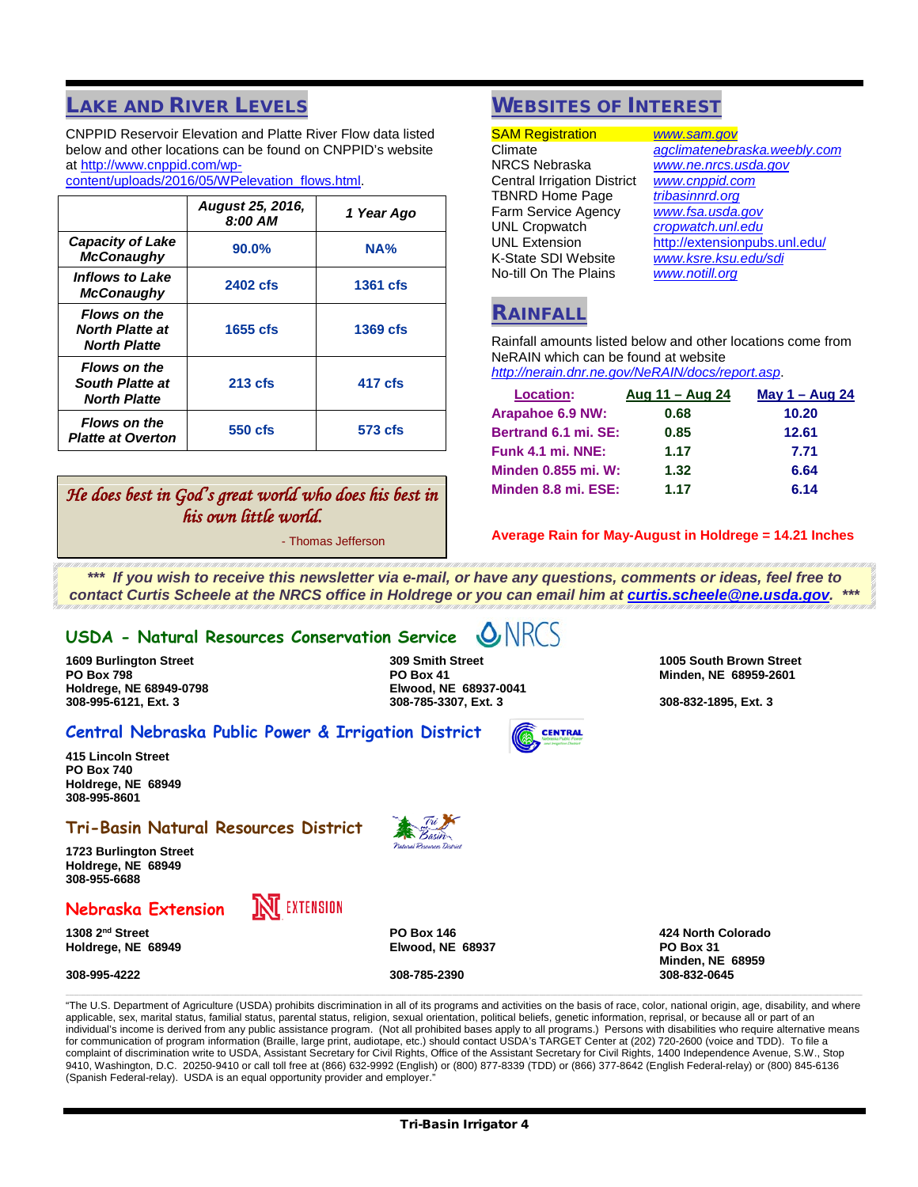## Lake and River Levels

CNPPID Reservoir Elevation and Platte River Flow data listed below and other locations can be found on CNPPID's website at http://www.cnppid.com/wp-content/uploads/2016/05/WPelevation_flows.html.

| | August 25, 2016, 8:00 AM | 1 Year Ago |
|---|---|---|
| Capacity of Lake McConaughy | 90.0% | NA% |
| Inflows to Lake McConaughy | 2402 cfs | 1361 cfs |
| Flows on the North Platte at North Platte | 1655 cfs | 1369 cfs |
| Flows on the South Platte at North Platte | 213 cfs | 417 cfs |
| Flows on the Platte at Overton | 550 cfs | 573 cfs |

*He does best in God's great world who does his best in his own little world.*

- Thomas Jefferson

## Websites of Interest

| | |
|---|---|
| SAM Registration | www.sam.gov |
| Climate | agclimatenebraska.weebly.com |
| NRCS Nebraska | www.ne.nrcs.usda.gov |
| Central Irrigation District | www.cnppid.com |
| TBNRD Home Page | tribasinnrd.org |
| Farm Service Agency | www.fsa.usda.gov |
| UNL Cropwatch | cropwatch.unl.edu |
| UNL Extension | http://extensionpubs.unl.edu/ |
| K-State SDI Website | www.ksre.ksu.edu/sdi |
| No-till On The Plains | www.notill.org |

## Rainfall

Rainfall amounts listed below and other locations come from NeRAIN which can be found at website http://nerain.dnr.ne.gov/NeRAIN/docs/report.asp.

| Location: | Aug 11 – Aug 24 | May 1 – Aug 24 |
|---|---|---|
| Arapahoe 6.9 NW: | 0.68 | 10.20 |
| Bertrand 6.1 mi. SE: | 0.85 | 12.61 |
| Funk 4.1 mi. NNE: | 1.17 | 7.71 |
| Minden 0.855 mi. W: | 1.32 | 6.64 |
| Minden 8.8 mi. ESE: | 1.17 | 6.14 |

**Average Rain for May-August in Holdrege = 14.21 Inches**

***\*\*\* If you wish to receive this newsletter via e-mail, or have any questions, comments or ideas, feel free to contact Curtis Scheele at the NRCS office in Holdrege or you can email him at curtis.scheele@ne.usda.gov. \*\*\****

### USDA - Natural Resources Conservation Service

**1609 Burlington Street**
**PO Box 798**
**Holdrege, NE 68949-0798**
**308-995-6121, Ext. 3**

**309 Smith Street**
**PO Box 41**
**Elwood, NE 68937-0041**
**308-785-3307, Ext. 3**

**1005 South Brown Street**
**Minden, NE 68959-2601**
**308-832-1895, Ext. 3**

### Central Nebraska Public Power & Irrigation District

**415 Lincoln Street**
**PO Box 740**
**Holdrege, NE 68949**
**308-995-8601**

### Tri-Basin Natural Resources District

**1723 Burlington Street**
**Holdrege, NE 68949**
**308-955-6688**

### Nebraska Extension

**1308 2nd Street**
**Holdrege, NE 68949**
**308-995-4222**

**PO Box 146**
**Elwood, NE 68937**
**308-785-2390**

**424 North Colorado**
**PO Box 31**
**Minden, NE 68959**
**308-832-0645**

"The U.S. Department of Agriculture (USDA) prohibits discrimination in all of its programs and activities on the basis of race, color, national origin, age, disability, and where applicable, sex, marital status, familial status, parental status, religion, sexual orientation, political beliefs, genetic information, reprisal, or because all or part of an individual's income is derived from any public assistance program. (Not all prohibited bases apply to all programs.) Persons with disabilities who require alternative means for communication of program information (Braille, large print, audiotape, etc.) should contact USDA's TARGET Center at (202) 720-2600 (voice and TDD). To file a complaint of discrimination write to USDA, Assistant Secretary for Civil Rights, Office of the Assistant Secretary for Civil Rights, 1400 Independence Avenue, S.W., Stop 9410, Washington, D.C. 20250-9410 or call toll free at (866) 632-9992 (English) or (800) 877-8339 (TDD) or (866) 377-8642 (English Federal-relay) or (800) 845-6136 (Spanish Federal-relay). USDA is an equal opportunity provider and employer."